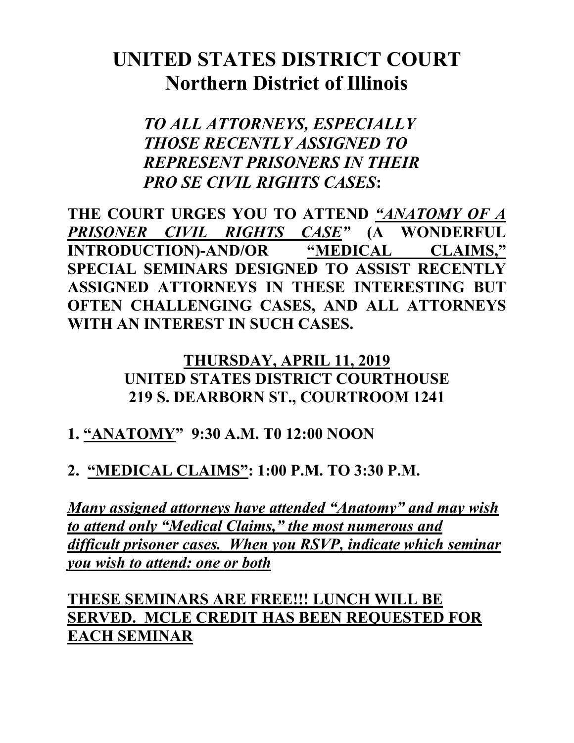# UNITED STATES DISTRICT COURT
## Northern District of Illinois

***TO ALL ATTORNEYS, ESPECIALLY THOSE RECENTLY ASSIGNED TO REPRESENT PRISONERS IN THEIR PRO SE CIVIL RIGHTS CASES*:**

**THE COURT URGES YOU TO ATTEND *"ANATOMY OF A PRISONER CIVIL RIGHTS CASE"* (A WONDERFUL INTRODUCTION)-AND/OR "MEDICAL CLAIMS," SPECIAL SEMINARS DESIGNED TO ASSIST RECENTLY ASSIGNED ATTORNEYS IN THESE INTERESTING BUT OFTEN CHALLENGING CASES, AND ALL ATTORNEYS WITH AN INTEREST IN SUCH CASES.**

**THURSDAY, APRIL 11, 2019**
**UNITED STATES DISTRICT COURTHOUSE**
**219 S. DEARBORN ST., COURTROOM 1241**

**1. "ANATOMY" 9:30 A.M. T0 12:00 NOON**

**2. "MEDICAL CLAIMS": 1:00 P.M. TO 3:30 P.M.**

***Many assigned attorneys have attended "Anatomy" and may wish to attend only "Medical Claims," the most numerous and difficult prisoner cases. When you RSVP, indicate which seminar you wish to attend: one or both***

**THESE SEMINARS ARE FREE!!! LUNCH WILL BE SERVED. MCLE CREDIT HAS BEEN REQUESTED FOR EACH SEMINAR**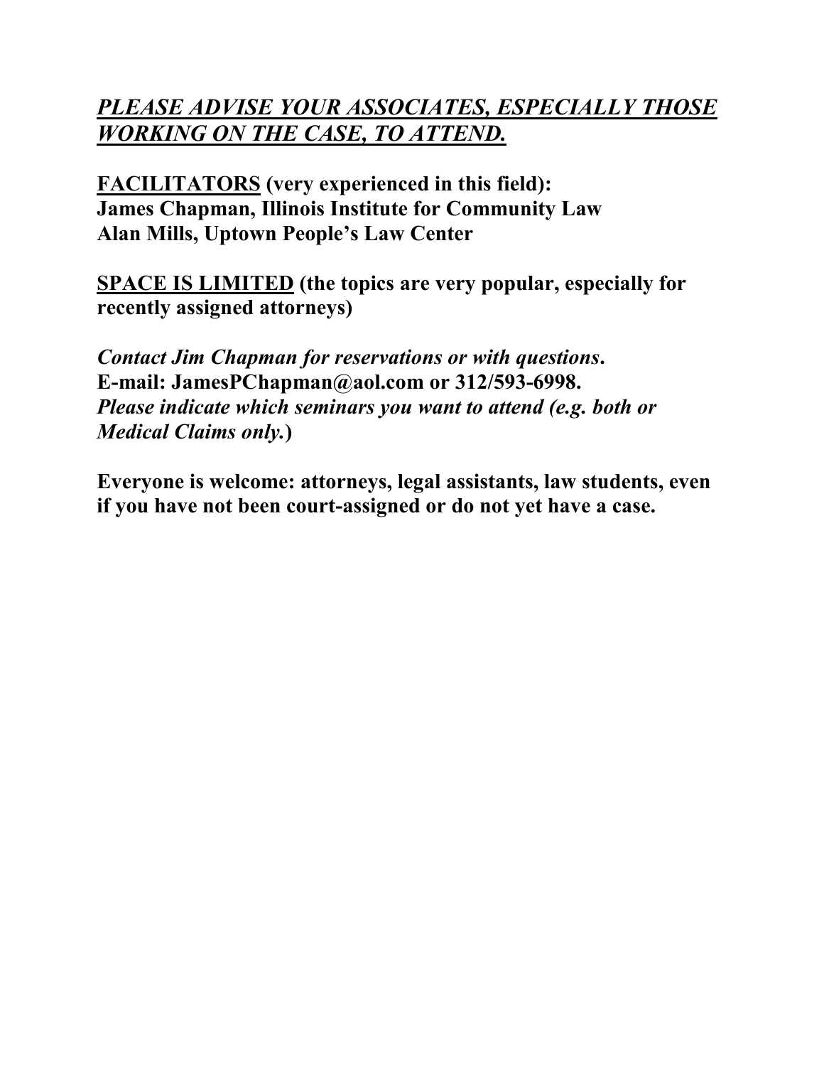***<u>PLEASE ADVISE YOUR ASSOCIATES, ESPECIALLY THOSE WORKING ON THE CASE, TO ATTEND.</u>***

**<u>FACILITATORS</u> (very experienced in this field):**
**James Chapman, Illinois Institute for Community Law**
**Alan Mills, Uptown People's Law Center**

**<u>SPACE IS LIMITED</u> (the topics are very popular, especially for recently assigned attorneys)**

***Contact Jim Chapman for reservations or with questions.***
**E-mail: JamesPChapman@aol.com or 312/593-6998.**
***Please indicate which seminars you want to attend (e.g. both or Medical Claims only.*)**

**Everyone is welcome: attorneys, legal assistants, law students, even if you have not been court-assigned or do not yet have a case.**